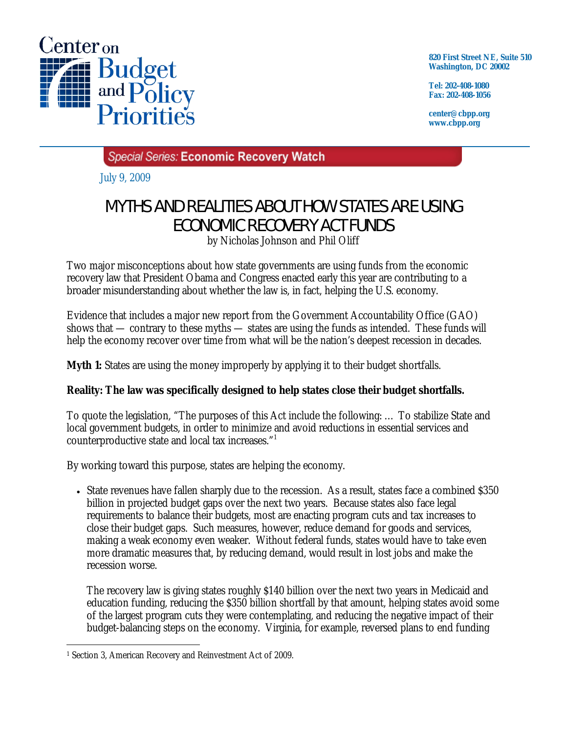Center on Budget and Policy Priorities

820 First Street NE, Suite 510
Washington, DC 20002

Tel: 202-408-1080
Fax: 202-408-1056

center@cbpp.org
www.cbpp.org

*Special Series:* **Economic Recovery Watch**

July 9, 2009

# MYTHS AND REALITIES ABOUT HOW STATES ARE USING ECONOMIC RECOVERY ACT FUNDS

by Nicholas Johnson and Phil Oliff

Two major misconceptions about how state governments are using funds from the economic recovery law that President Obama and Congress enacted early this year are contributing to a broader misunderstanding about whether the law is, in fact, helping the U.S. economy.

Evidence that includes a major new report from the Government Accountability Office (GAO) shows that — contrary to these myths — states are using the funds as intended. These funds will help the economy recover over time from what will be the nation's deepest recession in decades.

**Myth 1:** States are using the money improperly by applying it to their budget shortfalls.

**Reality: The law was specifically designed to help states close their budget shortfalls.**

To quote the legislation, "The purposes of this Act include the following: … To stabilize State and local government budgets, in order to minimize and avoid reductions in essential services and counterproductive state and local tax increases."[1]

By working toward this purpose, states are helping the economy.

- State revenues have fallen sharply due to the recession. As a result, states face a combined $350 billion in projected budget gaps over the next two years. Because states also face legal requirements to balance their budgets, most are enacting program cuts and tax increases to close their budget gaps. Such measures, however, reduce demand for goods and services, making a weak economy even weaker. Without federal funds, states would have to take even more dramatic measures that, by reducing demand, would result in lost jobs and make the recession worse.

  The recovery law is giving states roughly $140 billion over the next two years in Medicaid and education funding, reducing the $350 billion shortfall by that amount, helping states avoid some of the largest program cuts they were contemplating, and reducing the negative impact of their budget-balancing steps on the economy. Virginia, for example, reversed plans to end funding

[1] Section 3, American Recovery and Reinvestment Act of 2009.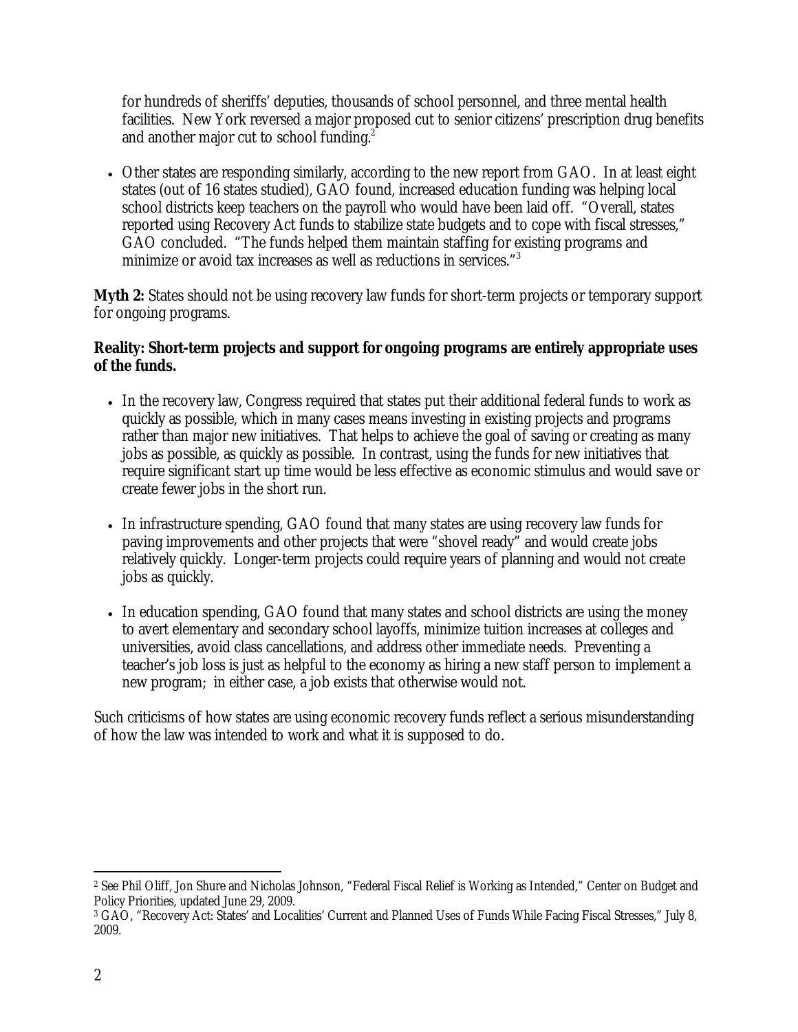for hundreds of sheriffs' deputies, thousands of school personnel, and three mental health facilities. New York reversed a major proposed cut to senior citizens' prescription drug benefits and another major cut to school funding.[2]

- Other states are responding similarly, according to the new report from GAO. In at least eight states (out of 16 states studied), GAO found, increased education funding was helping local school districts keep teachers on the payroll who would have been laid off. "Overall, states reported using Recovery Act funds to stabilize state budgets and to cope with fiscal stresses," GAO concluded. "The funds helped them maintain staffing for existing programs and minimize or avoid tax increases as well as reductions in services."[3]

**Myth 2:** States should not be using recovery law funds for short-term projects or temporary support for ongoing programs.

**Reality: Short-term projects and support for ongoing programs are entirely appropriate uses of the funds.**

- In the recovery law, Congress required that states put their additional federal funds to work as quickly as possible, which in many cases means investing in existing projects and programs rather than major new initiatives. That helps to achieve the goal of saving or creating as many jobs as possible, as quickly as possible. In contrast, using the funds for new initiatives that require significant start up time would be less effective as economic stimulus and would save or create fewer jobs in the short run.

- In infrastructure spending, GAO found that many states are using recovery law funds for paving improvements and other projects that were "shovel ready" and would create jobs relatively quickly. Longer-term projects could require years of planning and would not create jobs as quickly.

- In education spending, GAO found that many states and school districts are using the money to avert elementary and secondary school layoffs, minimize tuition increases at colleges and universities, avoid class cancellations, and address other immediate needs. Preventing a teacher's job loss is just as helpful to the economy as hiring a new staff person to implement a new program; in either case, a job exists that otherwise would not.

Such criticisms of how states are using economic recovery funds reflect a serious misunderstanding of how the law was intended to work and what it is supposed to do.

---

[2] See Phil Oliff, Jon Shure and Nicholas Johnson, "Federal Fiscal Relief is Working as Intended," Center on Budget and Policy Priorities, updated June 29, 2009.

[3] GAO, "Recovery Act: States' and Localities' Current and Planned Uses of Funds While Facing Fiscal Stresses," July 8, 2009.